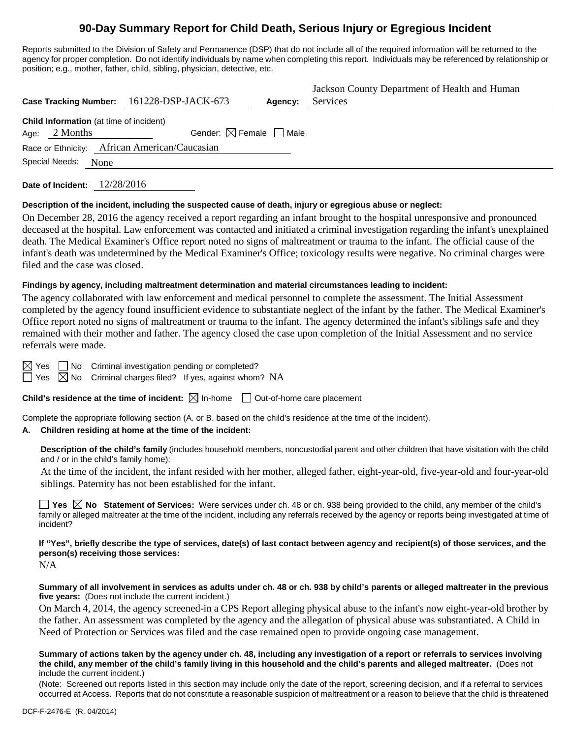# 90-Day Summary Report for Child Death, Serious Injury or Egregious Incident

Reports submitted to the Division of Safety and Permanence (DSP) that do not include all of the required information will be returned to the agency for proper completion. Do not identify individuals by name when completing this report. Individuals may be referenced by relationship or position; e.g., mother, father, child, sibling, physician, detective, etc.

**Case Tracking Number:** 161228-DSP-JACK-673 **Agency:** Jackson County Department of Health and Human Services

**Child Information** (at time of incident)

Age: 2 Months Gender: ☒ Female ☐ Male

Race or Ethnicity: African American/Caucasian

Special Needs: None

**Date of Incident:** 12/28/2016

**Description of the incident, including the suspected cause of death, injury or egregious abuse or neglect:**

On December 28, 2016 the agency received a report regarding an infant brought to the hospital unresponsive and pronounced deceased at the hospital. Law enforcement was contacted and initiated a criminal investigation regarding the infant's unexplained death. The Medical Examiner's Office report noted no signs of maltreatment or trauma to the infant. The official cause of the infant's death was undetermined by the Medical Examiner's Office; toxicology results were negative. No criminal charges were filed and the case was closed.

**Findings by agency, including maltreatment determination and material circumstances leading to incident:**

The agency collaborated with law enforcement and medical personnel to complete the assessment. The Initial Assessment completed by the agency found insufficient evidence to substantiate neglect of the infant by the father. The Medical Examiner's Office report noted no signs of maltreatment or trauma to the infant. The agency determined the infant's siblings safe and they remained with their mother and father. The agency closed the case upon completion of the Initial Assessment and no service referrals were made.

☒ Yes ☐ No Criminal investigation pending or completed?

☐ Yes ☒ No Criminal charges filed? If yes, against whom? NA

**Child's residence at the time of incident:** ☒ In-home ☐ Out-of-home care placement

Complete the appropriate following section (A. or B. based on the child's residence at the time of the incident).

**A. Children residing at home at the time of the incident:**

**Description of the child's family** (includes household members, noncustodial parent and other children that have visitation with the child and / or in the child's family home):

At the time of the incident, the infant resided with her mother, alleged father, eight-year-old, five-year-old and four-year-old siblings. Paternity has not been established for the infant.

☐ **Yes** ☒ **No Statement of Services:** Were services under ch. 48 or ch. 938 being provided to the child, any member of the child's family or alleged maltreater at the time of the incident, including any referrals received by the agency or reports being investigated at time of incident?

**If "Yes", briefly describe the type of services, date(s) of last contact between agency and recipient(s) of those services, and the person(s) receiving those services:**

N/A

**Summary of all involvement in services as adults under ch. 48 or ch. 938 by child's parents or alleged maltreater in the previous five years:** (Does not include the current incident.)

On March 4, 2014, the agency screened-in a CPS Report alleging physical abuse to the infant's now eight-year-old brother by the father. An assessment was completed by the agency and the allegation of physical abuse was substantiated. A Child in Need of Protection or Services was filed and the case remained open to provide ongoing case management.

**Summary of actions taken by the agency under ch. 48, including any investigation of a report or referrals to services involving the child, any member of the child's family living in this household and the child's parents and alleged maltreater.** (Does not include the current incident.)

(Note: Screened out reports listed in this section may include only the date of the report, screening decision, and if a referral to services occurred at Access. Reports that do not constitute a reasonable suspicion of maltreatment or a reason to believe that the child is threatened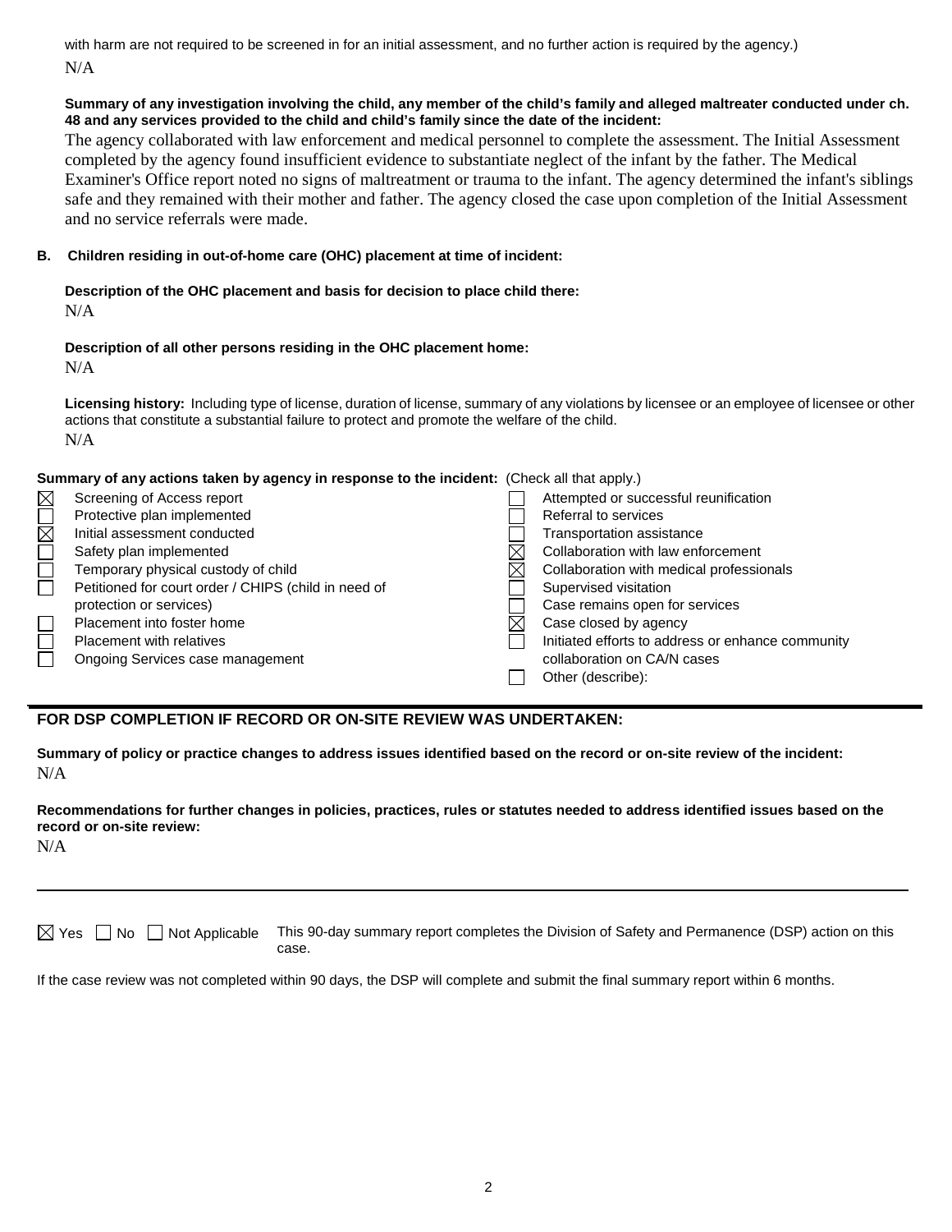with harm are not required to be screened in for an initial assessment, and no further action is required by the agency.)

N/A

**Summary of any investigation involving the child, any member of the child's family and alleged maltreater conducted under ch. 48 and any services provided to the child and child's family since the date of the incident:**

The agency collaborated with law enforcement and medical personnel to complete the assessment. The Initial Assessment completed by the agency found insufficient evidence to substantiate neglect of the infant by the father. The Medical Examiner's Office report noted no signs of maltreatment or trauma to the infant. The agency determined the infant's siblings safe and they remained with their mother and father. The agency closed the case upon completion of the Initial Assessment and no service referrals were made.

**B. Children residing in out-of-home care (OHC) placement at time of incident:**

**Description of the OHC placement and basis for decision to place child there:**

N/A

**Description of all other persons residing in the OHC placement home:**

N/A

**Licensing history:** Including type of license, duration of license, summary of any violations by licensee or an employee of licensee or other actions that constitute a substantial failure to protect and promote the welfare of the child.

N/A

**Summary of any actions taken by agency in response to the incident:** (Check all that apply.)

- ☒ Screening of Access report
- ☐ Protective plan implemented
- ☒ Initial assessment conducted
- ☐ Safety plan implemented
- ☐ Temporary physical custody of child
- ☐ Petitioned for court order / CHIPS (child in need of protection or services)
- ☐ Placement into foster home
- ☐ Placement with relatives
- ☐ Ongoing Services case management
- ☐ Attempted or successful reunification
- ☐ Referral to services
- ☐ Transportation assistance
- ☒ Collaboration with law enforcement
- ☒ Collaboration with medical professionals
- ☐ Supervised visitation
- ☐ Case remains open for services
- ☒ Case closed by agency
- ☐ Initiated efforts to address or enhance community collaboration on CA/N cases
- ☐ Other (describe):

## FOR DSP COMPLETION IF RECORD OR ON-SITE REVIEW WAS UNDERTAKEN:

**Summary of policy or practice changes to address issues identified based on the record or on-site review of the incident:**

N/A

**Recommendations for further changes in policies, practices, rules or statutes needed to address identified issues based on the record or on-site review:**

N/A

---

☒ Yes ☐ No ☐ Not Applicable This 90-day summary report completes the Division of Safety and Permanence (DSP) action on this case.

If the case review was not completed within 90 days, the DSP will complete and submit the final summary report within 6 months.